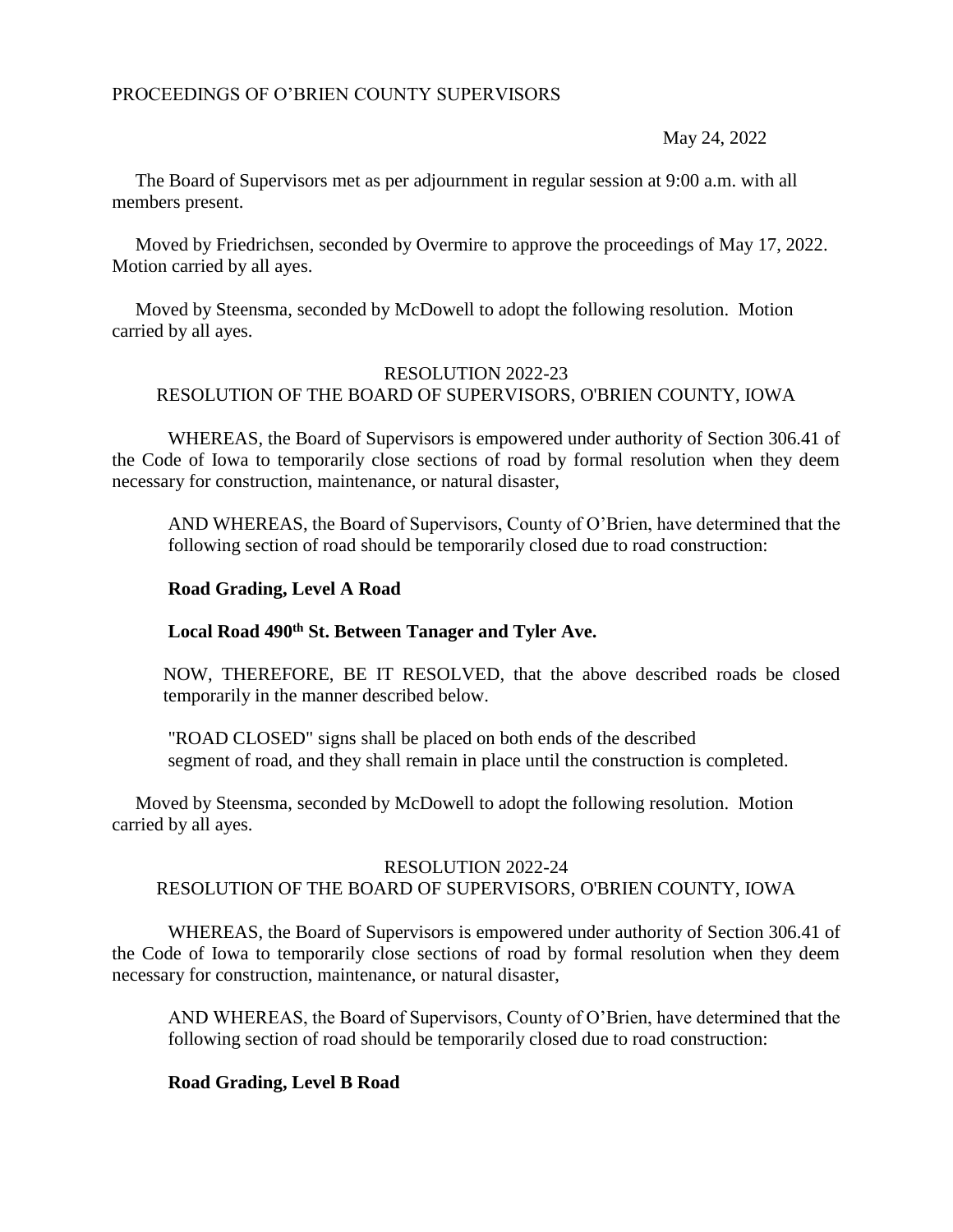PROCEEDINGS OF O'BRIEN COUNTY SUPERVISORS

May 24, 2022

The Board of Supervisors met as per adjournment in regular session at 9:00 a.m. with all members present.

Moved by Friedrichsen, seconded by Overmire to approve the proceedings of May 17, 2022. Motion carried by all ayes.

Moved by Steensma, seconded by McDowell to adopt the following resolution. Motion carried by all ayes.

RESOLUTION 2022-23
RESOLUTION OF THE BOARD OF SUPERVISORS, O'BRIEN COUNTY, IOWA

WHEREAS, the Board of Supervisors is empowered under authority of Section 306.41 of the Code of Iowa to temporarily close sections of road by formal resolution when they deem necessary for construction, maintenance, or natural disaster,

AND WHEREAS, the Board of Supervisors, County of O'Brien, have determined that the following section of road should be temporarily closed due to road construction:

**Road Grading, Level A Road**

**Local Road 490th St. Between Tanager and Tyler Ave.**

NOW, THEREFORE, BE IT RESOLVED, that the above described roads be closed temporarily in the manner described below.

"ROAD CLOSED" signs shall be placed on both ends of the described segment of road, and they shall remain in place until the construction is completed.

Moved by Steensma, seconded by McDowell to adopt the following resolution. Motion carried by all ayes.

RESOLUTION 2022-24
RESOLUTION OF THE BOARD OF SUPERVISORS, O'BRIEN COUNTY, IOWA

WHEREAS, the Board of Supervisors is empowered under authority of Section 306.41 of the Code of Iowa to temporarily close sections of road by formal resolution when they deem necessary for construction, maintenance, or natural disaster,

AND WHEREAS, the Board of Supervisors, County of O'Brien, have determined that the following section of road should be temporarily closed due to road construction:

**Road Grading, Level B Road**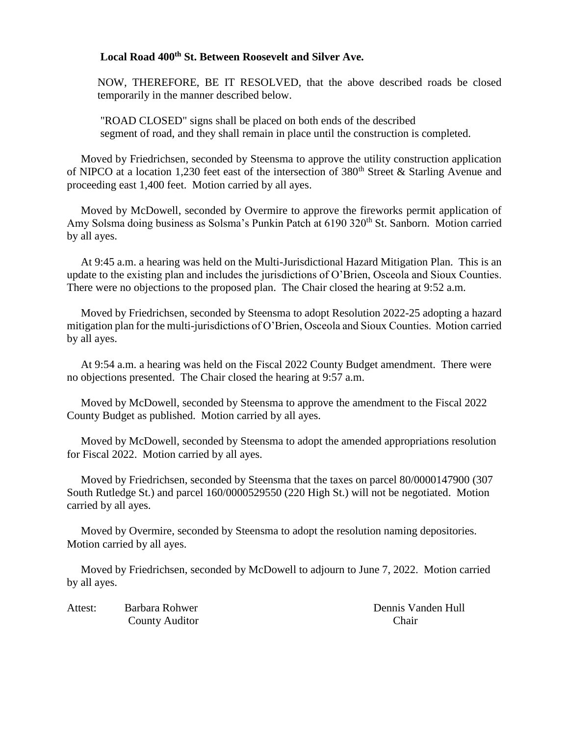**Local Road 400th St. Between Roosevelt and Silver Ave.**

NOW, THEREFORE, BE IT RESOLVED, that the above described roads be closed temporarily in the manner described below.

"ROAD CLOSED" signs shall be placed on both ends of the described segment of road, and they shall remain in place until the construction is completed.

Moved by Friedrichsen, seconded by Steensma to approve the utility construction application of NIPCO at a location 1,230 feet east of the intersection of 380th Street & Starling Avenue and proceeding east 1,400 feet. Motion carried by all ayes.

Moved by McDowell, seconded by Overmire to approve the fireworks permit application of Amy Solsma doing business as Solsma's Punkin Patch at 6190 320th St. Sanborn. Motion carried by all ayes.

At 9:45 a.m. a hearing was held on the Multi-Jurisdictional Hazard Mitigation Plan. This is an update to the existing plan and includes the jurisdictions of O'Brien, Osceola and Sioux Counties. There were no objections to the proposed plan. The Chair closed the hearing at 9:52 a.m.

Moved by Friedrichsen, seconded by Steensma to adopt Resolution 2022-25 adopting a hazard mitigation plan for the multi-jurisdictions of O'Brien, Osceola and Sioux Counties. Motion carried by all ayes.

At 9:54 a.m. a hearing was held on the Fiscal 2022 County Budget amendment. There were no objections presented. The Chair closed the hearing at 9:57 a.m.

Moved by McDowell, seconded by Steensma to approve the amendment to the Fiscal 2022 County Budget as published. Motion carried by all ayes.

Moved by McDowell, seconded by Steensma to adopt the amended appropriations resolution for Fiscal 2022. Motion carried by all ayes.

Moved by Friedrichsen, seconded by Steensma that the taxes on parcel 80/0000147900 (307 South Rutledge St.) and parcel 160/0000529550 (220 High St.) will not be negotiated. Motion carried by all ayes.

Moved by Overmire, seconded by Steensma to adopt the resolution naming depositories. Motion carried by all ayes.

Moved by Friedrichsen, seconded by McDowell to adjourn to June 7, 2022. Motion carried by all ayes.

Attest: Barbara Rohwer
County Auditor

Dennis Vanden Hull
Chair